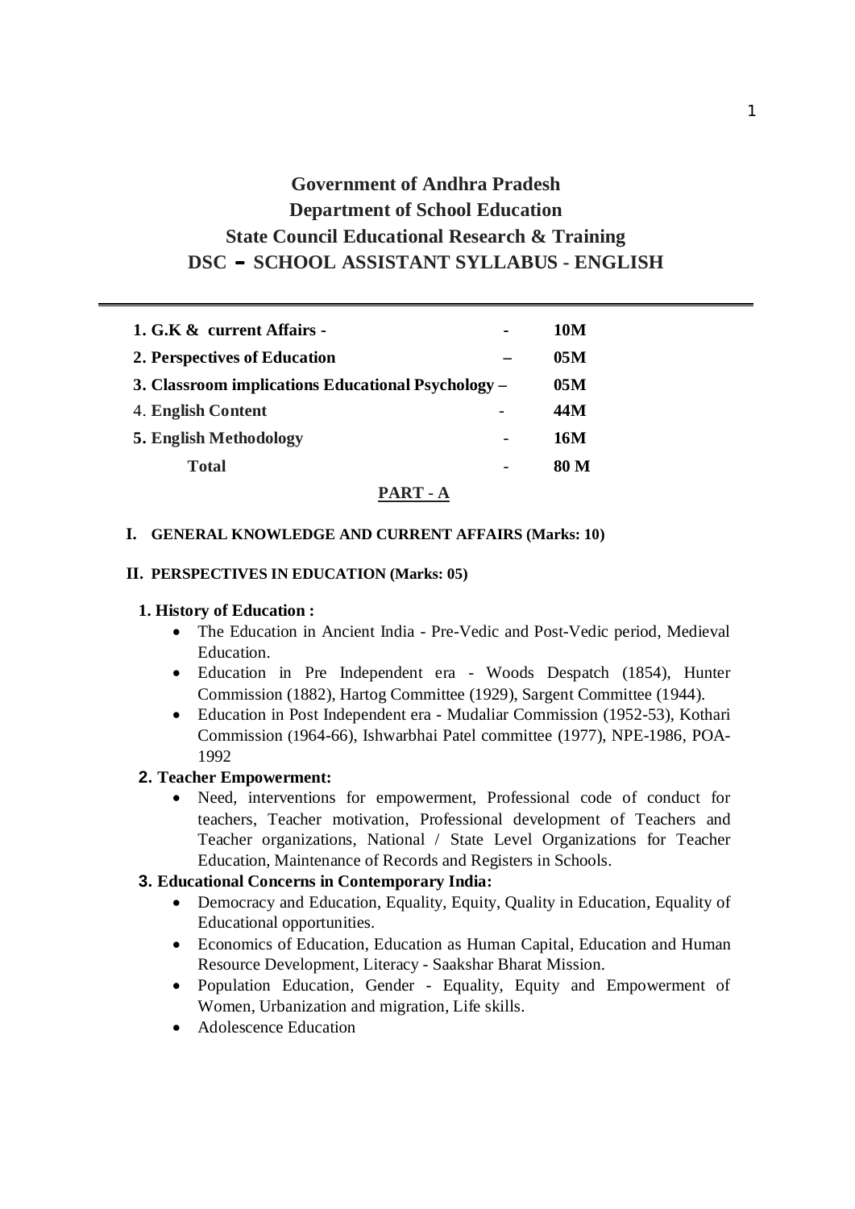# Government of Andhra Pradesh
# Department of School Education
# State Council Educational Research & Training
# DSC – SCHOOL ASSISTANT SYLLABUS - ENGLISH

---

| | | |
|---|---|---|
| **1. G.K & current Affairs -** | - | **10M** |
| **2. Perspectives of Education** | – | **05M** |
| **3. Classroom implications Educational Psychology –** | | **05M** |
| 4. **English Content** | - | **44M** |
| **5. English Methodology** | - | **16M** |
| **Total** | - | **80 M** |

## PART - A

### I. GENERAL KNOWLEDGE AND CURRENT AFFAIRS (Marks: 10)

### II. PERSPECTIVES IN EDUCATION (Marks: 05)

**1. History of Education :**

- The Education in Ancient India - Pre-Vedic and Post-Vedic period, Medieval Education.
- Education in Pre Independent era - Woods Despatch (1854), Hunter Commission (1882), Hartog Committee (1929), Sargent Committee (1944).
- Education in Post Independent era - Mudaliar Commission (1952-53), Kothari Commission (1964-66), Ishwarbhai Patel committee (1977), NPE-1986, POA-1992

**2. Teacher Empowerment:**

- Need, interventions for empowerment, Professional code of conduct for teachers, Teacher motivation, Professional development of Teachers and Teacher organizations, National / State Level Organizations for Teacher Education, Maintenance of Records and Registers in Schools.

**3. Educational Concerns in Contemporary India:**

- Democracy and Education, Equality, Equity, Quality in Education, Equality of Educational opportunities.
- Economics of Education, Education as Human Capital, Education and Human Resource Development, Literacy - Saakshar Bharat Mission.
- Population Education, Gender - Equality, Equity and Empowerment of Women, Urbanization and migration, Life skills.
- Adolescence Education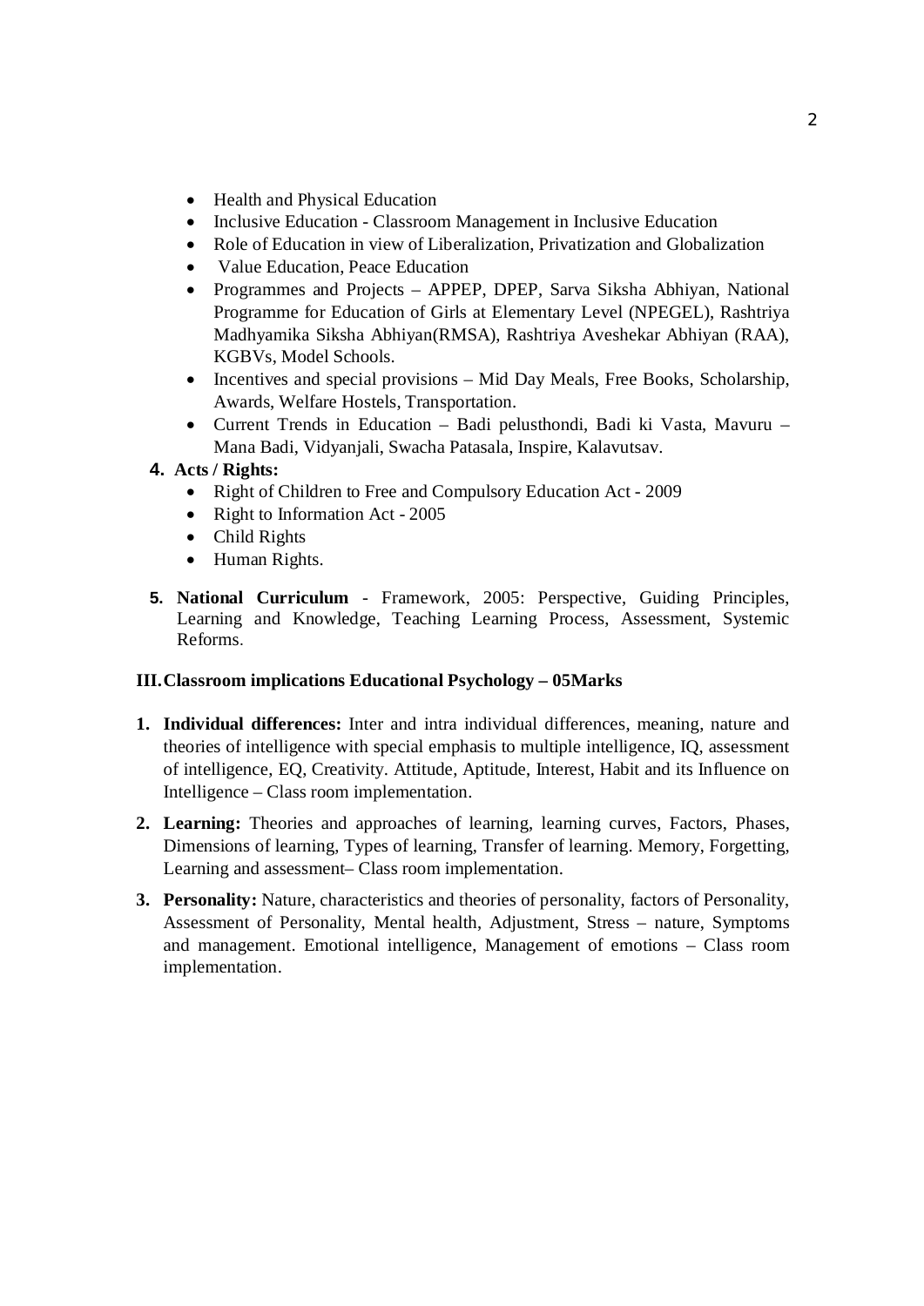- Health and Physical Education
- Inclusive Education - Classroom Management in Inclusive Education
- Role of Education in view of Liberalization, Privatization and Globalization
- Value Education, Peace Education
- Programmes and Projects – APPEP, DPEP, Sarva Siksha Abhiyan, National Programme for Education of Girls at Elementary Level (NPEGEL), Rashtriya Madhyamika Siksha Abhiyan(RMSA), Rashtriya Aveshekar Abhiyan (RAA), KGBVs, Model Schools.
- Incentives and special provisions – Mid Day Meals, Free Books, Scholarship, Awards, Welfare Hostels, Transportation.
- Current Trends in Education – Badi pelusthondi, Badi ki Vasta, Mavuru – Mana Badi, Vidyanjali, Swacha Patasala, Inspire, Kalavutsav.

4. **Acts / Rights:**
    - Right of Children to Free and Compulsory Education Act - 2009
    - Right to Information Act - 2005
    - Child Rights
    - Human Rights.

5. **National Curriculum** - Framework, 2005: Perspective, Guiding Principles, Learning and Knowledge, Teaching Learning Process, Assessment, Systemic Reforms.

**III. Classroom implications Educational Psychology – 05Marks**

1. **Individual differences:** Inter and intra individual differences, meaning, nature and theories of intelligence with special emphasis to multiple intelligence, IQ, assessment of intelligence, EQ, Creativity. Attitude, Aptitude, Interest, Habit and its Influence on Intelligence – Class room implementation.
2. **Learning:** Theories and approaches of learning, learning curves, Factors, Phases, Dimensions of learning, Types of learning, Transfer of learning. Memory, Forgetting, Learning and assessment– Class room implementation.
3. **Personality:** Nature, characteristics and theories of personality, factors of Personality, Assessment of Personality, Mental health, Adjustment, Stress – nature, Symptoms and management. Emotional intelligence, Management of emotions – Class room implementation.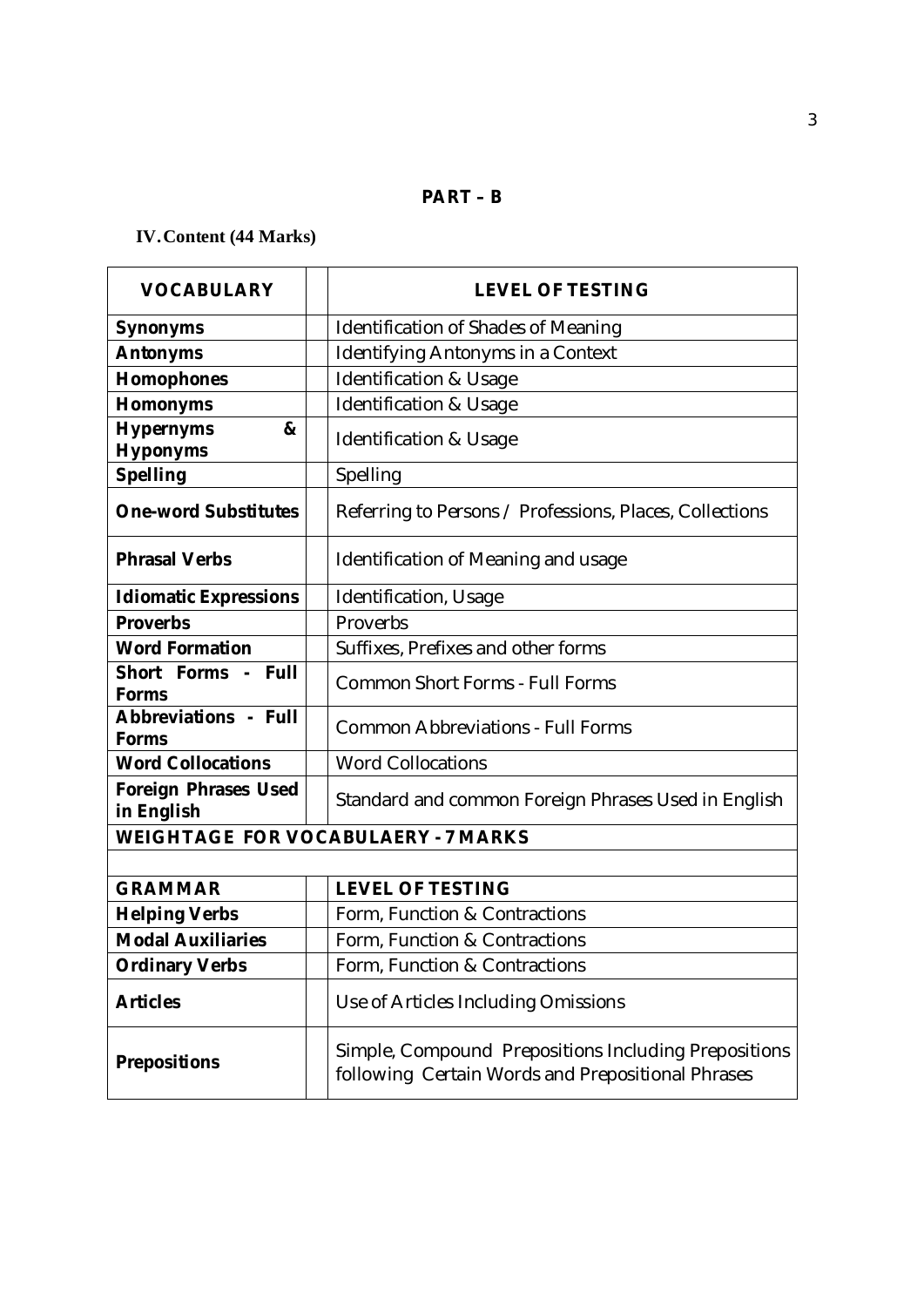## PART – B

### IV. Content (44 Marks)

| VOCABULARY | | LEVEL OF TESTING |
|---|---|---|
| Synonyms | | Identification of Shades of Meaning |
| Antonyms | | Identifying Antonyms in a Context |
| Homophones | | Identification & Usage |
| Homonyms | | Identification & Usage |
| Hypernyms & Hyponyms | | Identification & Usage |
| Spelling | | Spelling |
| One-word Substitutes | | Referring to Persons / Professions, Places, Collections |
| Phrasal Verbs | | Identification of Meaning and usage |
| Idiomatic Expressions | | Identification, Usage |
| Proverbs | | Proverbs |
| Word Formation | | Suffixes, Prefixes and other forms |
| Short Forms - Full Forms | | Common Short Forms - Full Forms |
| Abbreviations - Full Forms | | Common Abbreviations - Full Forms |
| Word Collocations | | Word Collocations |
| Foreign Phrases Used in English | | Standard and common Foreign Phrases Used in English |
| **WEIGHTAGE FOR VOCABULAERY - 7 MARKS** | | |
| | | |
| **GRAMMAR** | | **LEVEL OF TESTING** |
| Helping Verbs | | Form, Function & Contractions |
| Modal Auxiliaries | | Form, Function & Contractions |
| Ordinary Verbs | | Form, Function & Contractions |
| Articles | | Use of Articles Including Omissions |
| Prepositions | | Simple, Compound Prepositions Including Prepositions following Certain Words and Prepositional Phrases |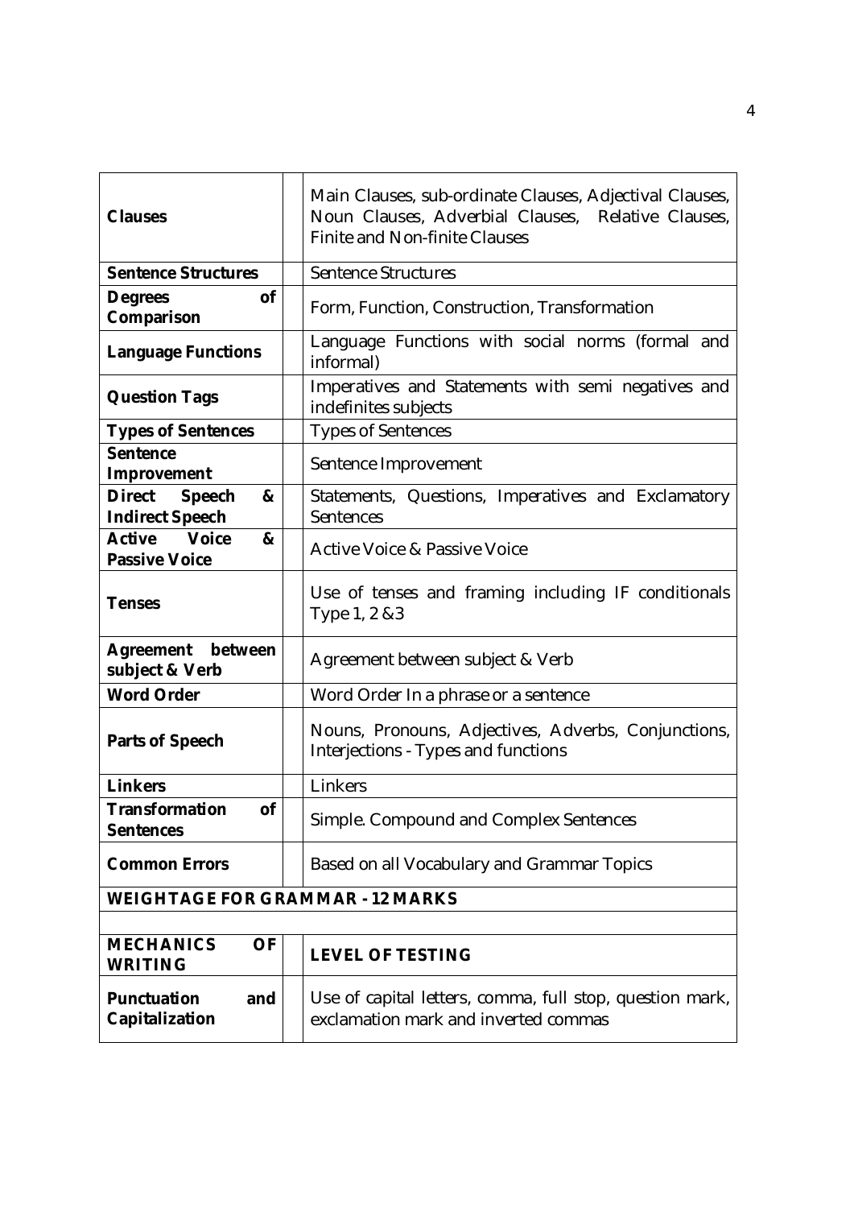| | | |
|---|---|---|
| **Clauses** | | Main Clauses, sub-ordinate Clauses, Adjectival Clauses, Noun Clauses, Adverbial Clauses, Relative Clauses, Finite and Non-finite Clauses |
| **Sentence Structures** | | Sentence Structures |
| **Degrees of Comparison** | | Form, Function, Construction, Transformation |
| **Language Functions** | | Language Functions with social norms (formal and informal) |
| **Question Tags** | | Imperatives and Statements with semi negatives and indefinites subjects |
| **Types of Sentences** | | Types of Sentences |
| **Sentence Improvement** | | Sentence Improvement |
| **Direct Speech & Indirect Speech** | | Statements, Questions, Imperatives and Exclamatory Sentences |
| **Active Voice & Passive Voice** | | Active Voice & Passive Voice |
| **Tenses** | | Use of tenses and framing including IF conditionals Type 1, 2 &3 |
| **Agreement between subject & Verb** | | Agreement between subject & Verb |
| **Word Order** | | Word Order In a phrase or a sentence |
| **Parts of Speech** | | Nouns, Pronouns, Adjectives, Adverbs, Conjunctions, Interjections - Types and functions |
| **Linkers** | | Linkers |
| **Transformation of Sentences** | | Simple. Compound and Complex Sentences |
| **Common Errors** | | Based on all Vocabulary and Grammar Topics |
| **WEIGHTAGE FOR GRAMMAR - 12 MARKS** | | |
| | | |
| **MECHANICS OF WRITING** | | **LEVEL OF TESTING** |
| **Punctuation and Capitalization** | | Use of capital letters, comma, full stop, question mark, exclamation mark and inverted commas |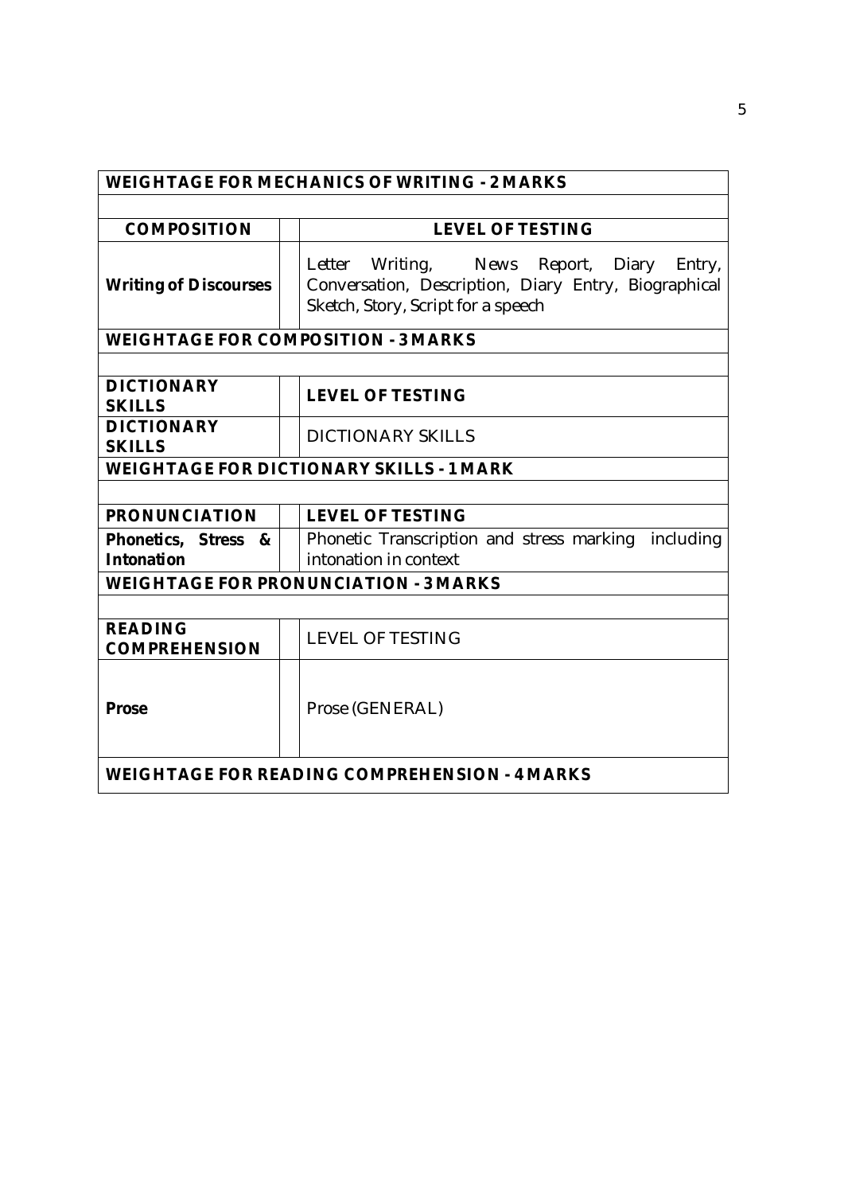| **WEIGHTAGE FOR MECHANICS OF WRITING - 2 MARKS** | | |
|---|---|---|
| | | |
| **COMPOSITION** | | **LEVEL OF TESTING** |
| **Writing of Discourses** | | Letter Writing, News Report, Diary Entry, Conversation, Description, Diary Entry, Biographical Sketch, Story, Script for a speech |
| **WEIGHTAGE FOR COMPOSITION - 3 MARKS** | | |
| | | |
| **DICTIONARY SKILLS** | | **LEVEL OF TESTING** |
| **DICTIONARY SKILLS** | | DICTIONARY SKILLS |
| **WEIGHTAGE FOR DICTIONARY SKILLS - 1 MARK** | | |
| | | |
| **PRONUNCIATION** | | **LEVEL OF TESTING** |
| **Phonetics, Stress & Intonation** | | Phonetic Transcription and stress marking including intonation in context |
| **WEIGHTAGE FOR PRONUNCIATION - 3 MARKS** | | |
| | | |
| **READING COMPREHENSION** | | LEVEL OF TESTING |
| **Prose** | | Prose (GENERAL) |
| **WEIGHTAGE FOR READING COMPREHENSION - 4 MARKS** | | |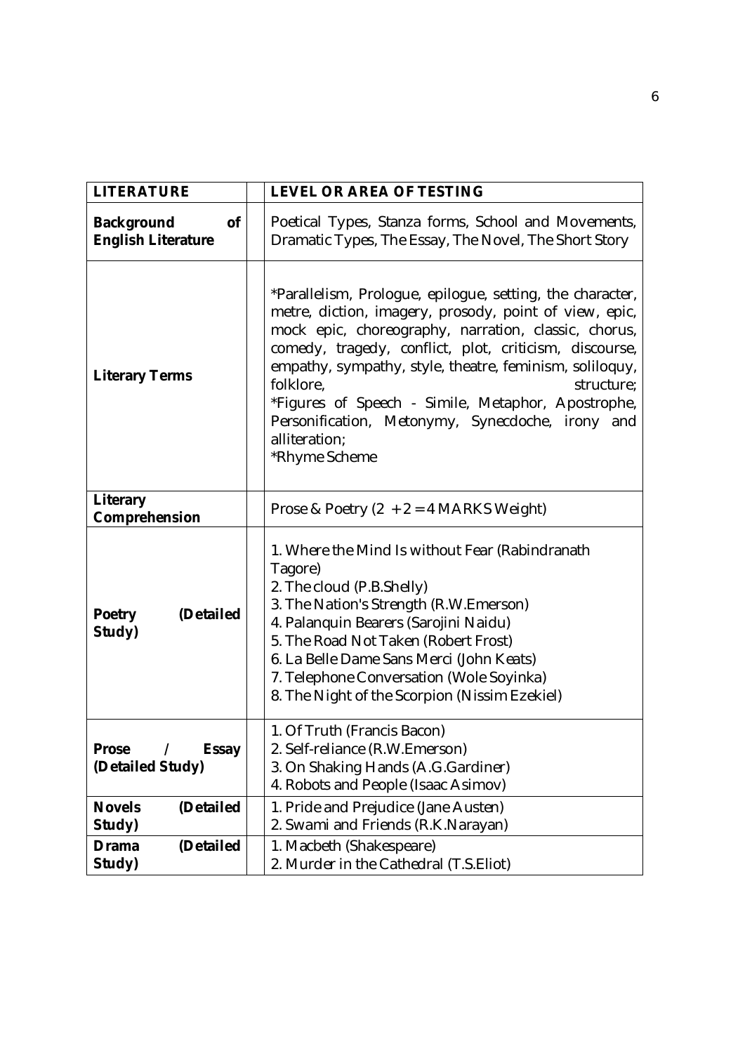| LITERATURE | | LEVEL OR AREA OF TESTING |
|---|---|---|
| **Background of English Literature** | | Poetical Types, Stanza forms, School and Movements, Dramatic Types, The Essay, The Novel, The Short Story |
| **Literary Terms** | | *Parallelism, Prologue, epilogue, setting, the character, metre, diction, imagery, prosody, point of view, epic, mock epic, choreography, narration, classic, chorus, comedy, tragedy, conflict, plot, criticism, discourse, empathy, sympathy, style, theatre, feminism, soliloquy, folklore, structure;<br>*Figures of Speech - Simile, Metaphor, Apostrophe, Personification, Metonymy, Synecdoche, irony and alliteration;<br>*Rhyme Scheme |
| **Literary Comprehension** | | Prose & Poetry (2 + 2 = 4 MARKS Weight) |
| **Poetry (Detailed Study)** | | 1. Where the Mind Is without Fear (Rabindranath Tagore)<br>2. The cloud (P.B.Shelly)<br>3. The Nation's Strength (R.W.Emerson)<br>4. Palanquin Bearers (Sarojini Naidu)<br>5. The Road Not Taken (Robert Frost)<br>6. La Belle Dame Sans Merci (John Keats)<br>7. Telephone Conversation (Wole Soyinka)<br>8. The Night of the Scorpion (Nissim Ezekiel) |
| **Prose / Essay (Detailed Study)** | | 1. Of Truth (Francis Bacon)<br>2. Self-reliance (R.W.Emerson)<br>3. On Shaking Hands (A.G.Gardiner)<br>4. Robots and People (Isaac Asimov) |
| **Novels (Detailed Study)** | | 1. Pride and Prejudice (Jane Austen)<br>2. Swami and Friends (R.K.Narayan) |
| **Drama (Detailed Study)** | | 1. Macbeth (Shakespeare)<br>2. Murder in the Cathedral (T.S.Eliot) |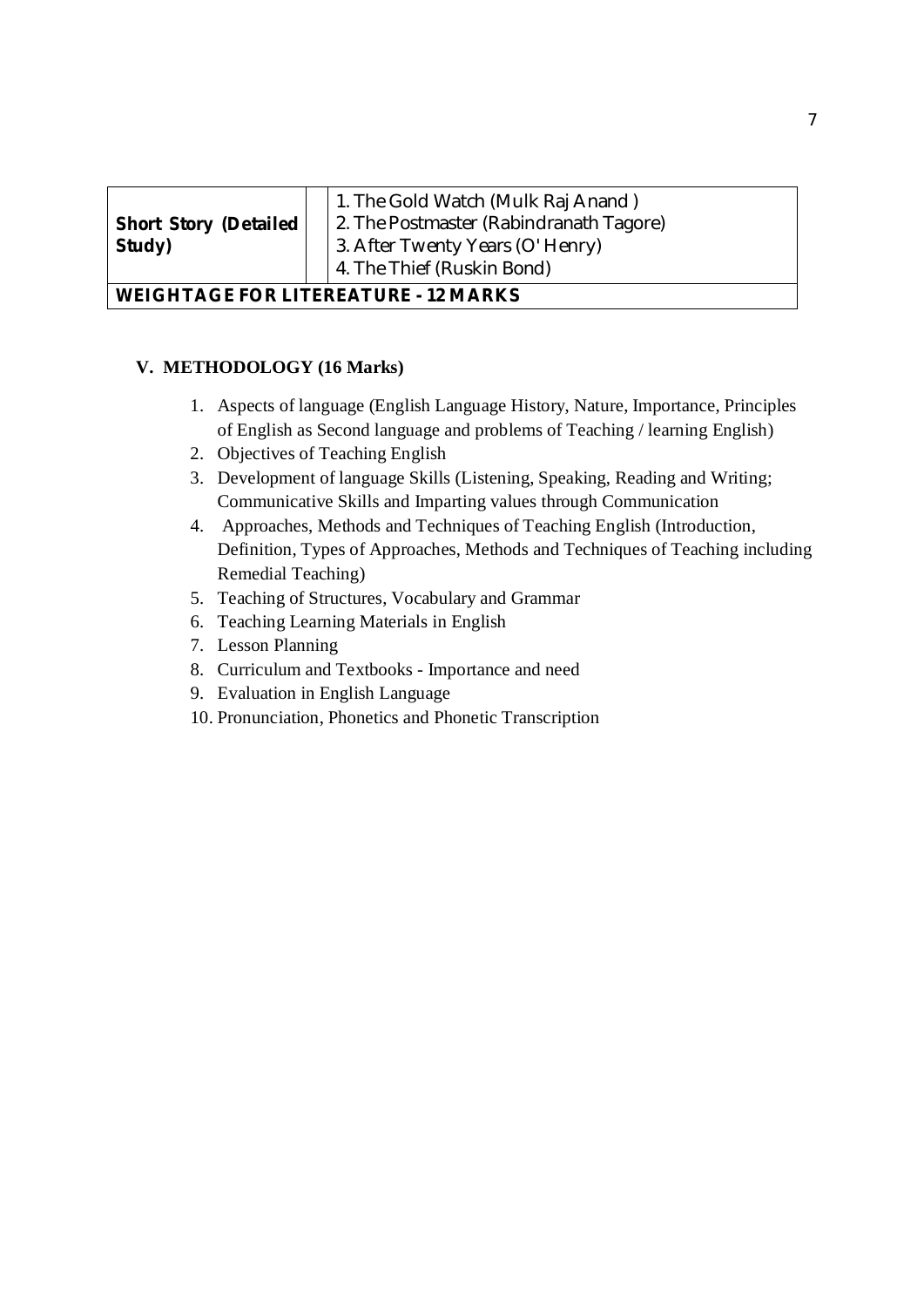| | | |
|---|---|---|
| **Short Story (Detailed Study)** | | 1. The Gold Watch (Mulk Raj Anand )<br>2. The Postmaster (Rabindranath Tagore)<br>3. After Twenty Years (O' Henry)<br>4. The Thief (Ruskin Bond) |
| **WEIGHTAGE FOR LITEREATURE - 12 MARKS** | | |

## V. METHODOLOGY (16 Marks)

1. Aspects of language (English Language History, Nature, Importance, Principles of English as Second language and problems of Teaching / learning English)
2. Objectives of Teaching English
3. Development of language Skills (Listening, Speaking, Reading and Writing; Communicative Skills and Imparting values through Communication
4. Approaches, Methods and Techniques of Teaching English (Introduction, Definition, Types of Approaches, Methods and Techniques of Teaching including Remedial Teaching)
5. Teaching of Structures, Vocabulary and Grammar
6. Teaching Learning Materials in English
7. Lesson Planning
8. Curriculum and Textbooks - Importance and need
9. Evaluation in English Language
10. Pronunciation, Phonetics and Phonetic Transcription